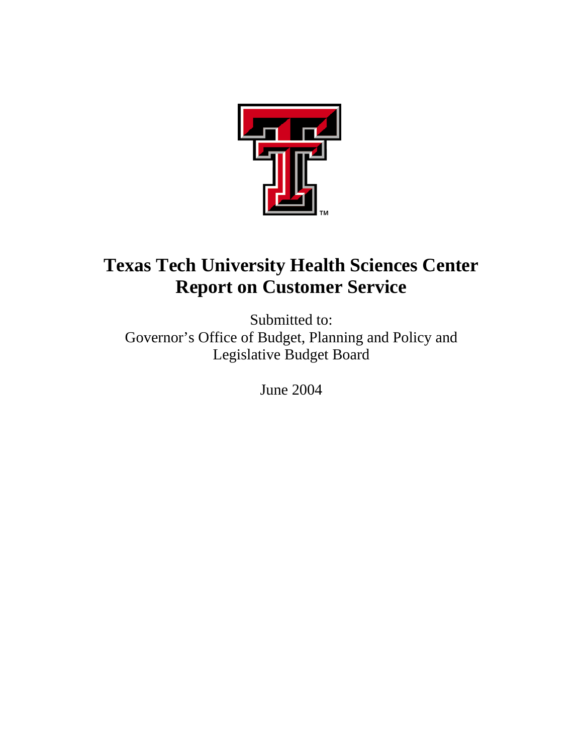# Texas Tech University Health Sciences Center
# Report on Customer Service

Submitted to:
Governor's Office of Budget, Planning and Policy and
Legislative Budget Board

June 2004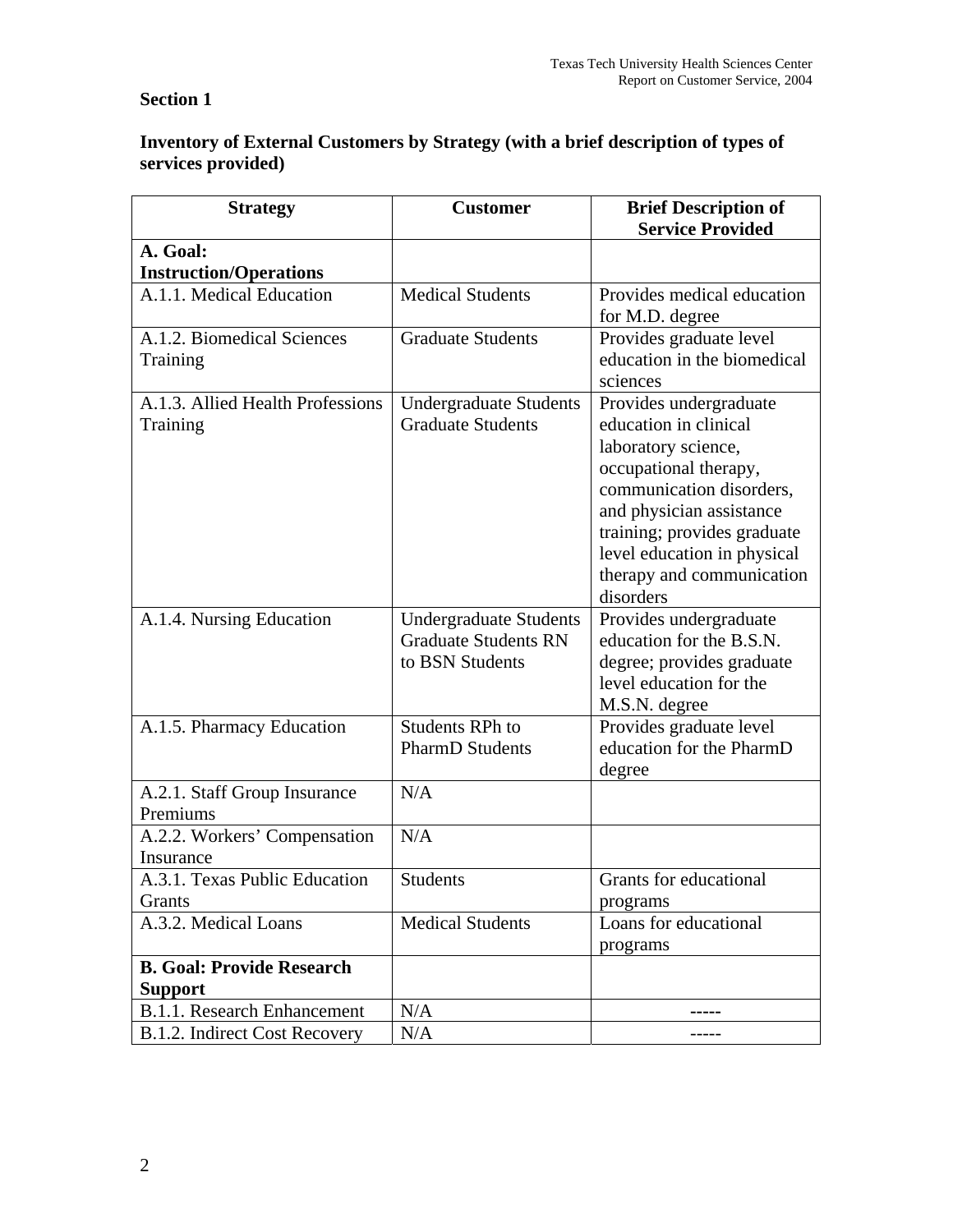## Section 1

**Inventory of External Customers by Strategy (with a brief description of types of services provided)**

| Strategy | Customer | Brief Description of Service Provided |
|---|---|---|
| **A. Goal: Instruction/Operations** | | |
| A.1.1. Medical Education | Medical Students | Provides medical education for M.D. degree |
| A.1.2. Biomedical Sciences Training | Graduate Students | Provides graduate level education in the biomedical sciences |
| A.1.3. Allied Health Professions Training | Undergraduate Students Graduate Students | Provides undergraduate education in clinical laboratory science, occupational therapy, communication disorders, and physician assistance training; provides graduate level education in physical therapy and communication disorders |
| A.1.4. Nursing Education | Undergraduate Students Graduate Students RN to BSN Students | Provides undergraduate education for the B.S.N. degree; provides graduate level education for the M.S.N. degree |
| A.1.5. Pharmacy Education | Students RPh to PharmD Students | Provides graduate level education for the PharmD degree |
| A.2.1. Staff Group Insurance Premiums | N/A | |
| A.2.2. Workers' Compensation Insurance | N/A | |
| A.3.1. Texas Public Education Grants | Students | Grants for educational programs |
| A.3.2. Medical Loans | Medical Students | Loans for educational programs |
| **B. Goal: Provide Research Support** | | |
| B.1.1. Research Enhancement | N/A | ----- |
| B.1.2. Indirect Cost Recovery | N/A | ----- |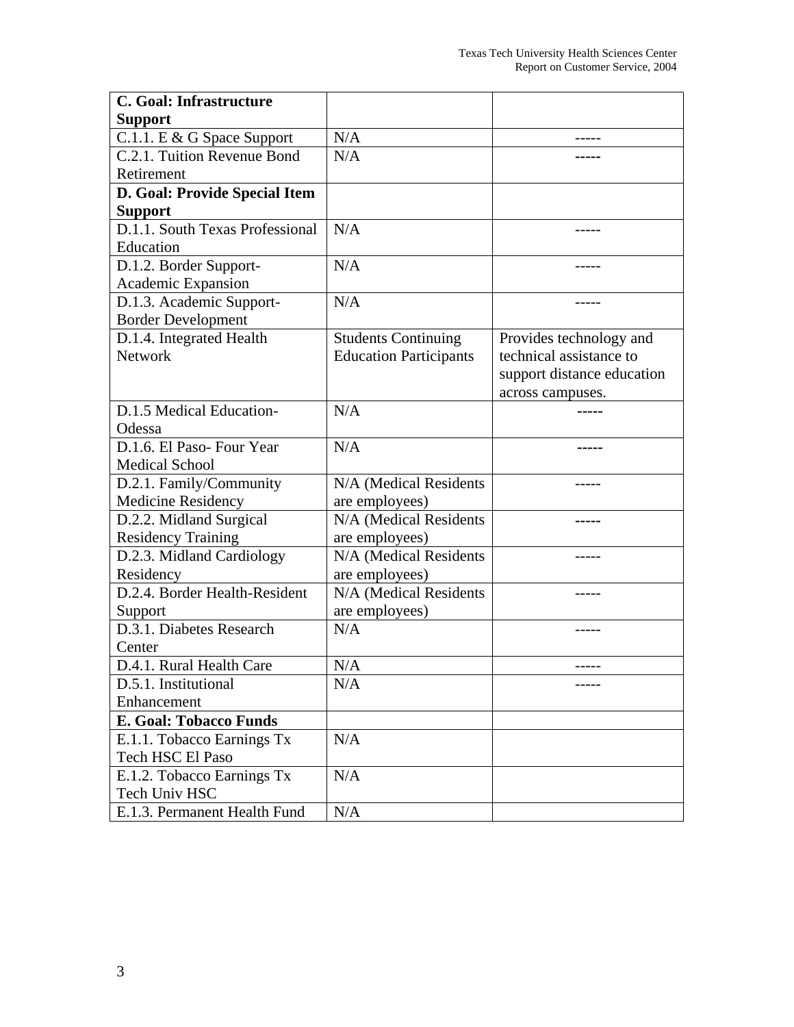| C. Goal: Infrastructure Support | | |
|---|---|---|
| C.1.1. E & G Space Support | N/A | ----- |
| C.2.1. Tuition Revenue Bond Retirement | N/A | ----- |
| **D. Goal: Provide Special Item Support** | | |
| D.1.1. South Texas Professional Education | N/A | ----- |
| D.1.2. Border Support-Academic Expansion | N/A | ----- |
| D.1.3. Academic Support-Border Development | N/A | ----- |
| D.1.4. Integrated Health Network | Students Continuing Education Participants | Provides technology and technical assistance to support distance education across campuses. |
| D.1.5 Medical Education-Odessa | N/A | ----- |
| D.1.6. El Paso- Four Year Medical School | N/A | ----- |
| D.2.1. Family/Community Medicine Residency | N/A (Medical Residents are employees) | ----- |
| D.2.2. Midland Surgical Residency Training | N/A (Medical Residents are employees) | ----- |
| D.2.3. Midland Cardiology Residency | N/A (Medical Residents are employees) | ----- |
| D.2.4. Border Health-Resident Support | N/A (Medical Residents are employees) | ----- |
| D.3.1. Diabetes Research Center | N/A | ----- |
| D.4.1. Rural Health Care | N/A | ----- |
| D.5.1. Institutional Enhancement | N/A | ----- |
| **E. Goal: Tobacco Funds** | | |
| E.1.1. Tobacco Earnings Tx Tech HSC El Paso | N/A | |
| E.1.2. Tobacco Earnings Tx Tech Univ HSC | N/A | |
| E.1.3. Permanent Health Fund | N/A | |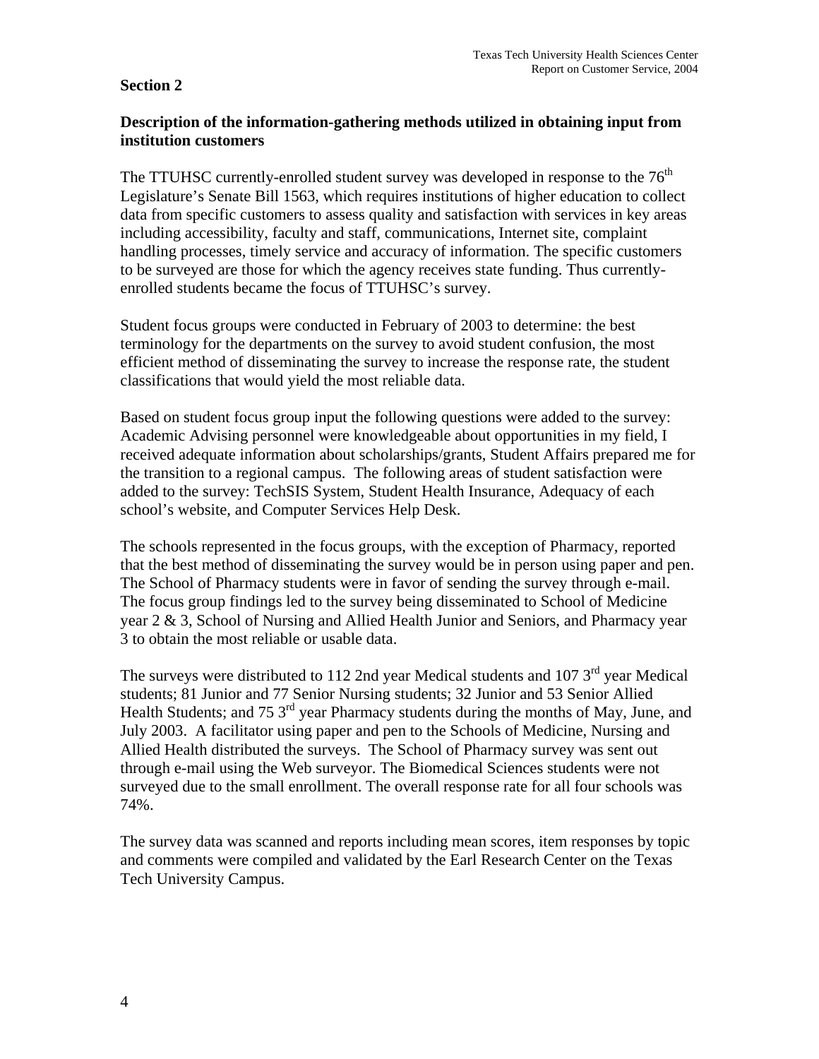**Section 2**

**Description of the information-gathering methods utilized in obtaining input from institution customers**

The TTUHSC currently-enrolled student survey was developed in response to the 76th Legislature's Senate Bill 1563, which requires institutions of higher education to collect data from specific customers to assess quality and satisfaction with services in key areas including accessibility, faculty and staff, communications, Internet site, complaint handling processes, timely service and accuracy of information. The specific customers to be surveyed are those for which the agency receives state funding. Thus currently-enrolled students became the focus of TTUHSC's survey.

Student focus groups were conducted in February of 2003 to determine: the best terminology for the departments on the survey to avoid student confusion, the most efficient method of disseminating the survey to increase the response rate, the student classifications that would yield the most reliable data.

Based on student focus group input the following questions were added to the survey: Academic Advising personnel were knowledgeable about opportunities in my field, I received adequate information about scholarships/grants, Student Affairs prepared me for the transition to a regional campus. The following areas of student satisfaction were added to the survey: TechSIS System, Student Health Insurance, Adequacy of each school's website, and Computer Services Help Desk.

The schools represented in the focus groups, with the exception of Pharmacy, reported that the best method of disseminating the survey would be in person using paper and pen. The School of Pharmacy students were in favor of sending the survey through e-mail. The focus group findings led to the survey being disseminated to School of Medicine year 2 & 3, School of Nursing and Allied Health Junior and Seniors, and Pharmacy year 3 to obtain the most reliable or usable data.

The surveys were distributed to 112 2nd year Medical students and 107 3rd year Medical students; 81 Junior and 77 Senior Nursing students; 32 Junior and 53 Senior Allied Health Students; and 75 3rd year Pharmacy students during the months of May, June, and July 2003. A facilitator using paper and pen to the Schools of Medicine, Nursing and Allied Health distributed the surveys. The School of Pharmacy survey was sent out through e-mail using the Web surveyor. The Biomedical Sciences students were not surveyed due to the small enrollment. The overall response rate for all four schools was 74%.

The survey data was scanned and reports including mean scores, item responses by topic and comments were compiled and validated by the Earl Research Center on the Texas Tech University Campus.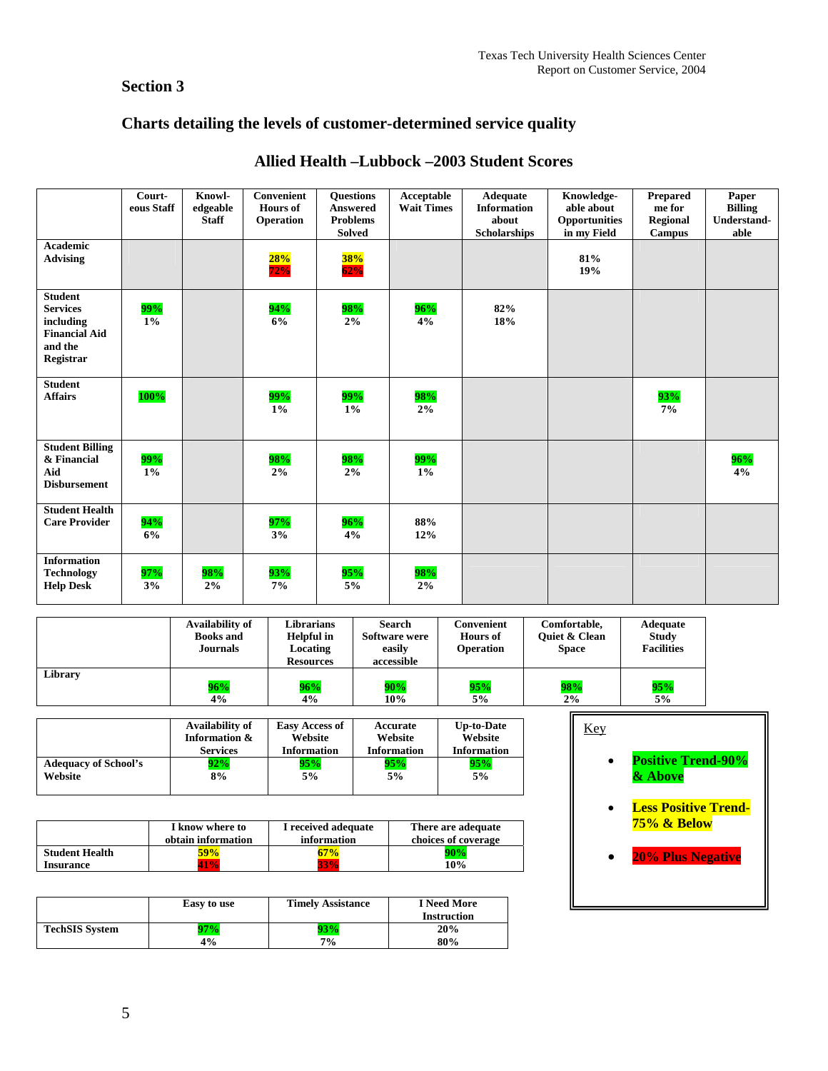## Section 3

## Charts detailing the levels of customer-determined service quality

### Allied Health –Lubbock –2003 Student Scores

| | Court-eous Staff | Knowl-edgeable Staff | Convenient Hours of Operation | Questions Answered Problems Solved | Acceptable Wait Times | Adequate Information about Scholarships | Knowledge-able about Opportunities in my Field | Prepared me for Regional Campus | Paper Billing Understand-able |
|---|---|---|---|---|---|---|---|---|---|
| Academic Advising | | | 28% 72% | 38% 62% | | | 81% 19% | | |
| Student Services including Financial Aid and the Registrar | 99% 1% | | 94% 6% | 98% 2% | 96% 4% | 82% 18% | | | |
| Student Affairs | 100% | | 99% 1% | 99% 1% | 98% 2% | | | 93% 7% | |
| Student Billing & Financial Aid Disbursement | 99% 1% | | 98% 2% | 98% 2% | 99% 1% | | | | 96% 4% |
| Student Health Care Provider | 94% 6% | | 97% 3% | 96% 4% | 88% 12% | | | | |
| Information Technology Help Desk | 97% 3% | 98% 2% | 93% 7% | 95% 5% | 98% 2% | | | | |

| | Availability of Books and Journals | Librarians Helpful in Locating Resources | Search Software were easily accessible | Convenient Hours of Operation | Comfortable, Quiet & Clean Space | Adequate Study Facilities |
|---|---|---|---|---|---|---|
| Library | 96% 4% | 96% 4% | 90% 10% | 95% 5% | 98% 2% | 95% 5% |

| | Availability of Information & Services | Easy Access of Website Information | Accurate Website Information | Up-to-Date Website Information |
|---|---|---|---|---|
| Adequacy of School's Website | 92% 8% | 95% 5% | 95% 5% | 95% 5% |

| | I know where to obtain information | I received adequate information | There are adequate choices of coverage |
|---|---|---|---|
| Student Health Insurance | 59% 41% | 67% 33% | 90% 10% |

| | Easy to use | Timely Assistance | I Need More Instruction |
|---|---|---|---|
| TechSIS System | 97% 4% | 93% 7% | 20% 80% |

Key

- Positive Trend-90% & Above
- Less Positive Trend-75% & Below
- 20% Plus Negative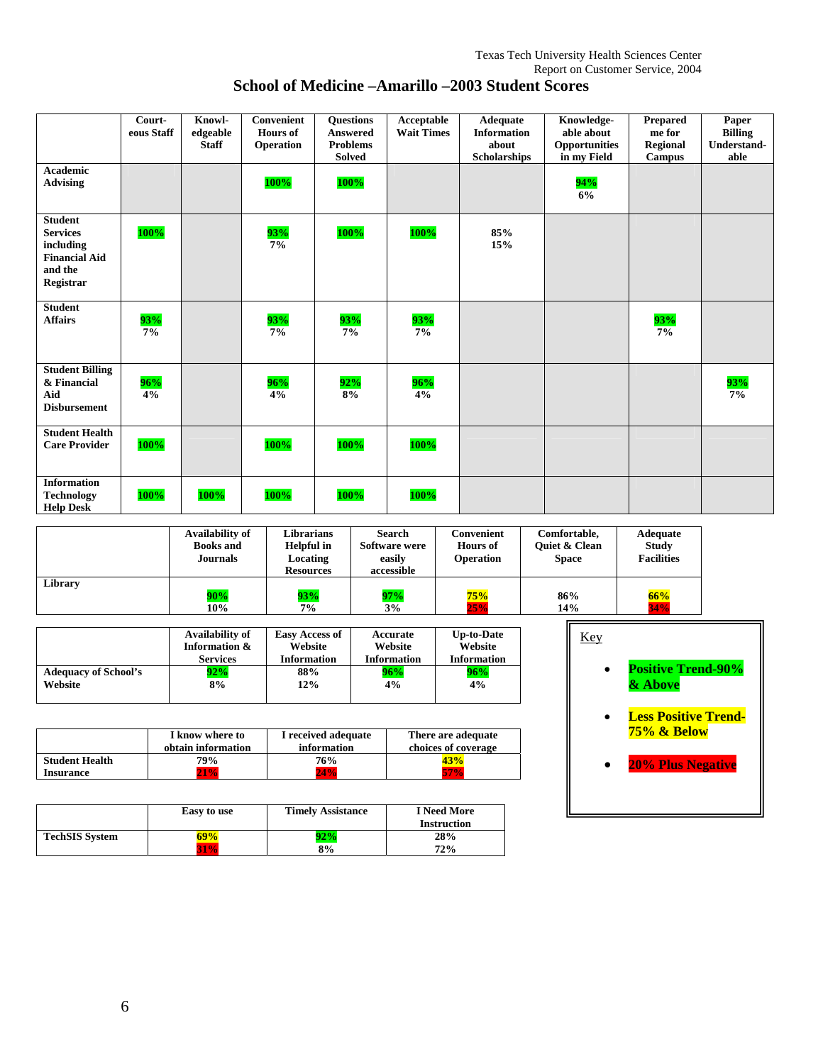## School of Medicine –Amarillo –2003 Student Scores

| | Court-eous Staff | Knowl-edgeable Staff | Convenient Hours of Operation | Questions Answered Problems Solved | Acceptable Wait Times | Adequate Information about Scholarships | Knowledge-able about Opportunities in my Field | Prepared me for Regional Campus | Paper Billing Understand-able |
|---|---|---|---|---|---|---|---|---|---|
| **Academic Advising** | | | 100% | 100% | | | 94% 6% | | |
| **Student Services including Financial Aid and the Registrar** | 100% | | 93% 7% | 100% | 100% | 85% 15% | | | |
| **Student Affairs** | 93% 7% | | 93% 7% | 93% 7% | 93% 7% | | | 93% 7% | |
| **Student Billing & Financial Aid Disbursement** | 96% 4% | | 96% 4% | 92% 8% | 96% 4% | | | | 93% 7% |
| **Student Health Care Provider** | 100% | | 100% | 100% | 100% | | | | |
| **Information Technology Help Desk** | 100% | 100% | 100% | 100% | 100% | | | | |

| | Availability of Books and Journals | Librarians Helpful in Locating Resources | Search Software were easily accessible | Convenient Hours of Operation | Comfortable, Quiet & Clean Space | Adequate Study Facilities |
|---|---|---|---|---|---|---|
| **Library** | 90% 10% | 93% 7% | 97% 3% | 75% 25% | 86% 14% | 66% 34% |

| | Availability of Information & Services | Easy Access of Website Information | Accurate Website Information | Up-to-Date Website Information |
|---|---|---|---|---|
| **Adequacy of School's Website** | 92% 8% | 88% 12% | 96% 4% | 96% 4% |

| | I know where to obtain information | I received adequate information | There are adequate choices of coverage |
|---|---|---|---|
| **Student Health Insurance** | 79% 21% | 76% 24% | 43% 57% |

| | Easy to use | Timely Assistance | I Need More Instruction |
|---|---|---|---|
| **TechSIS System** | 69% 31% | 92% 8% | 28% 72% |

Key

- **Positive Trend-90% & Above**
- **Less Positive Trend-75% & Below**
- **20% Plus Negative**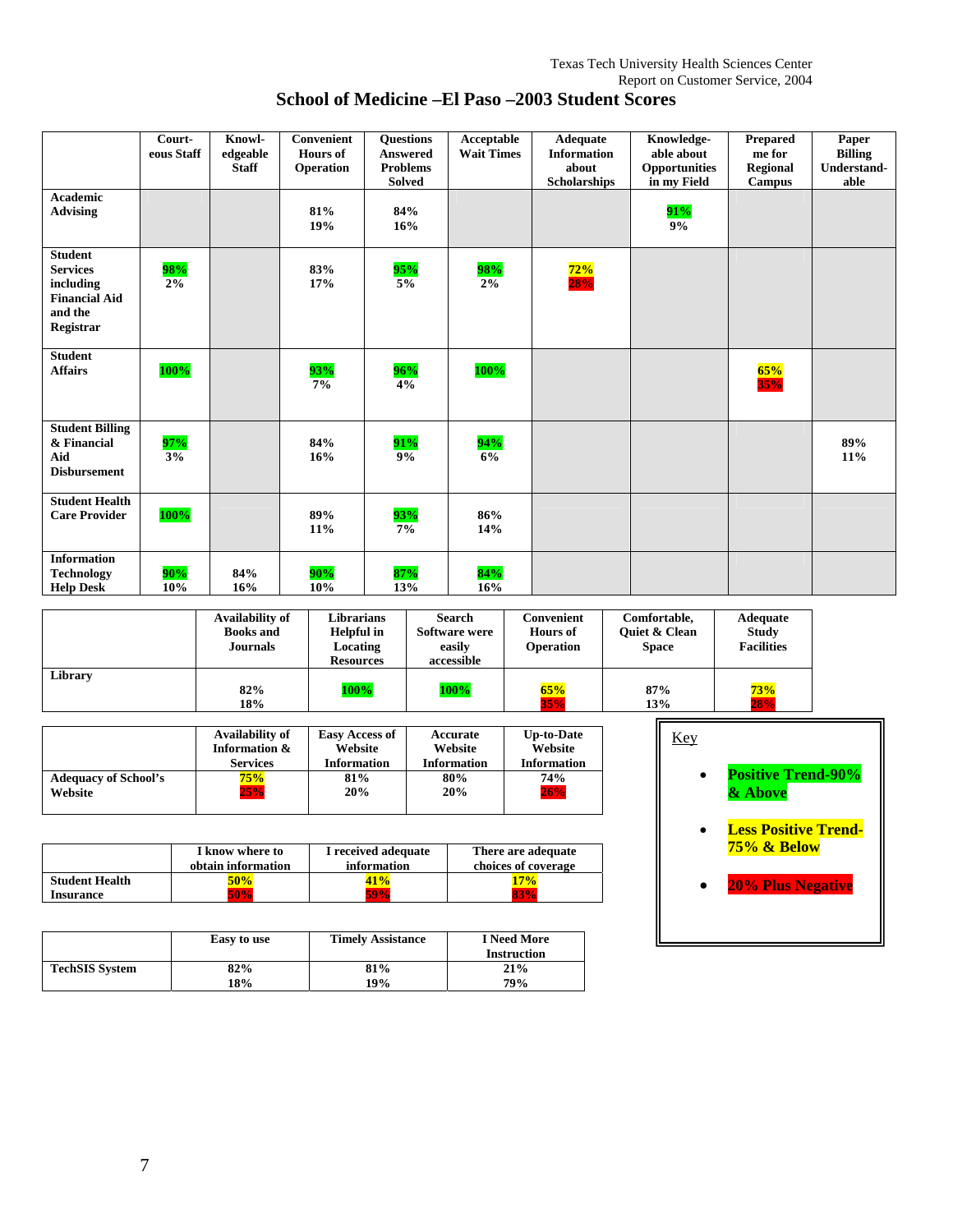# School of Medicine –El Paso –2003 Student Scores

| | Courteous Staff | Knowledgeable Staff | Convenient Hours of Operation | Questions Answered Problems Solved | Acceptable Wait Times | Adequate Information about Scholarships | Knowledgeable about Opportunities in my Field | Prepared me for Regional Campus | Paper Billing Understandable |
|---|---|---|---|---|---|---|---|---|---|
| **Academic Advising** | | | 81%<br>19% | 84%<br>16% | | | 91%<br>9% | | |
| **Student Services including Financial Aid and the Registrar** | 98%<br>2% | | 83%<br>17% | 95%<br>5% | 98%<br>2% | 72%<br>28% | | | |
| **Student Affairs** | 100% | | 93%<br>7% | 96%<br>4% | 100% | | | 65%<br>35% | |
| **Student Billing & Financial Aid Disbursement** | 97%<br>3% | | 84%<br>16% | 91%<br>9% | 94%<br>6% | | | | 89%<br>11% |
| **Student Health Care Provider** | 100% | | 89%<br>11% | 93%<br>7% | 86%<br>14% | | | | |
| **Information Technology Help Desk** | 90%<br>10% | 84%<br>16% | 90%<br>10% | 87%<br>13% | 84%<br>16% | | | | |

| | Availability of Books and Journals | Librarians Helpful in Locating Resources | Search Software were easily accessible | Convenient Hours of Operation | Comfortable, Quiet & Clean Space | Adequate Study Facilities |
|---|---|---|---|---|---|---|
| **Library** | 82%<br>18% | 100% | 100% | 65%<br>35% | 87%<br>13% | 73%<br>28% |

| | Availability of Information & Services | Easy Access of Website Information | Accurate Website Information | Up-to-Date Website Information |
|---|---|---|---|---|
| **Adequacy of School's Website** | 75%<br>25% | 81%<br>20% | 80%<br>20% | 74%<br>26% |

| | I know where to obtain information | I received adequate information | There are adequate choices of coverage |
|---|---|---|---|
| **Student Health Insurance** | 50%<br>50% | 41%<br>59% | 17%<br>83% |

| | Easy to use | Timely Assistance | I Need More Instruction |
|---|---|---|---|
| **TechSIS System** | 82%<br>18% | 81%<br>19% | 21%<br>79% |

Key

- **Positive Trend-90% & Above**
- **Less Positive Trend-75% & Below**
- **20% Plus Negative**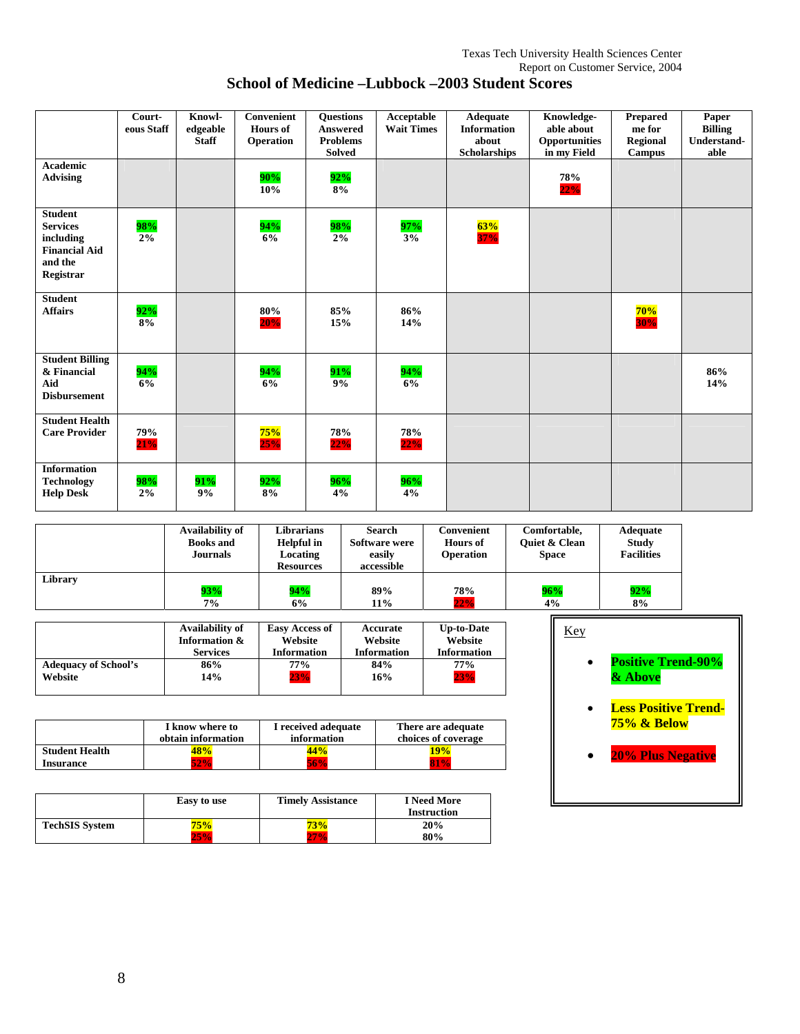Texas Tech University Health Sciences Center
Report on Customer Service, 2004

# School of Medicine –Lubbock –2003 Student Scores

| | Court-eous Staff | Knowl-edgeable Staff | Convenient Hours of Operation | Questions Answered Problems Solved | Acceptable Wait Times | Adequate Information about Scholarships | Knowledge-able about Opportunities in my Field | Prepared me for Regional Campus | Paper Billing Understand-able |
|---|---|---|---|---|---|---|---|---|---|
| Academic Advising | | | 90%<br>10% | 92%<br>8% | | | 78%<br>22% | | |
| Student Services including Financial Aid and the Registrar | 98%<br>2% | | 94%<br>6% | 98%<br>2% | 97%<br>3% | 63%<br>37% | | | |
| Student Affairs | 92%<br>8% | | 80%<br>20% | 85%<br>15% | 86%<br>14% | | | 70%<br>30% | |
| Student Billing & Financial Aid Disbursement | 94%<br>6% | | 94%<br>6% | 91%<br>9% | 94%<br>6% | | | | 86%<br>14% |
| Student Health Care Provider | 79%<br>21% | | 75%<br>25% | 78%<br>22% | 78%<br>22% | | | | |
| Information Technology Help Desk | 98%<br>2% | 91%<br>9% | 92%<br>8% | 96%<br>4% | 96%<br>4% | | | | |

| | Availability of Books and Journals | Librarians Helpful in Locating Resources | Search Software were easily accessible | Convenient Hours of Operation | Comfortable, Quiet & Clean Space | Adequate Study Facilities |
|---|---|---|---|---|---|---|
| Library | 93%<br>7% | 94%<br>6% | 89%<br>11% | 78%<br>22% | 96%<br>4% | 92%<br>8% |

| | Availability of Information & Services | Easy Access of Website Information | Accurate Website Information | Up-to-Date Website Information |
|---|---|---|---|---|
| Adequacy of School's Website | 86%<br>14% | 77%<br>23% | 84%<br>16% | 77%<br>23% |

| | I know where to obtain information | I received adequate information | There are adequate choices of coverage |
|---|---|---|---|
| Student Health Insurance | 48%<br>52% | 44%<br>56% | 19%<br>81% |

| | Easy to use | Timely Assistance | I Need More Instruction |
|---|---|---|---|
| TechSIS System | 75%<br>25% | 73%<br>27% | 20%<br>80% |

Key

- **Positive Trend-90% & Above**
- **Less Positive Trend-75% & Below**
- **20% Plus Negative**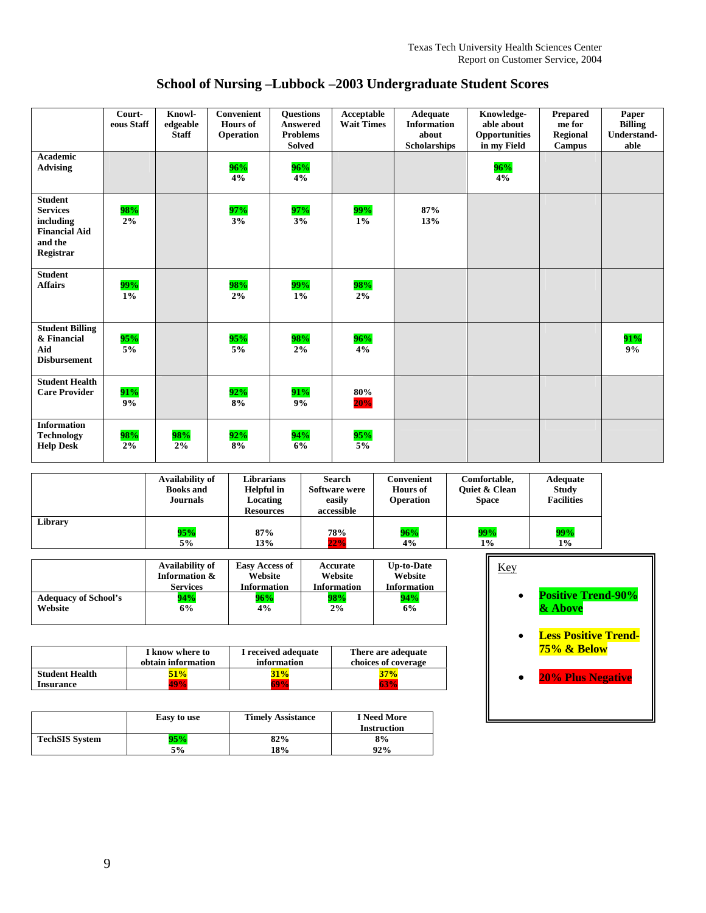# School of Nursing –Lubbock –2003 Undergraduate Student Scores

| | Court-eous Staff | Knowl-edgeable Staff | Convenient Hours of Operation | Questions Answered Problems Solved | Acceptable Wait Times | Adequate Information about Scholarships | Knowledge-able about Opportunities in my Field | Prepared me for Regional Campus | Paper Billing Understand-able |
|---|---|---|---|---|---|---|---|---|---|
| **Academic Advising** | | | 96% 4% | 96% 4% | | | 96% 4% | | |
| **Student Services including Financial Aid and the Registrar** | 98% 2% | | 97% 3% | 97% 3% | 99% 1% | 87% 13% | | | |
| **Student Affairs** | 99% 1% | | 98% 2% | 99% 1% | 98% 2% | | | | |
| **Student Billing & Financial Aid Disbursement** | 95% 5% | | 95% 5% | 98% 2% | 96% 4% | | | | 91% 9% |
| **Student Health Care Provider** | 91% 9% | | 92% 8% | 91% 9% | 80% 20% | | | | |
| **Information Technology Help Desk** | 98% 2% | 98% 2% | 92% 8% | 94% 6% | 95% 5% | | | | |

| | Availability of Books and Journals | Librarians Helpful in Locating Resources | Search Software were easily accessible | Convenient Hours of Operation | Comfortable, Quiet & Clean Space | Adequate Study Facilities |
|---|---|---|---|---|---|---|
| **Library** | 95% 5% | 87% 13% | 78% 22% | 96% 4% | 99% 1% | 99% 1% |

| | Availability of Information & Services | Easy Access of Website Information | Accurate Website Information | Up-to-Date Website Information |
|---|---|---|---|---|
| **Adequacy of School's Website** | 94% 6% | 96% 4% | 98% 2% | 94% 6% |

| | I know where to obtain information | I received adequate information | There are adequate choices of coverage |
|---|---|---|---|
| **Student Health Insurance** | 51% 49% | 31% 69% | 37% 63% |

| | Easy to use | Timely Assistance | I Need More Instruction |
|---|---|---|---|
| **TechSIS System** | 95% 5% | 82% 18% | 8% 92% |

Key

- **Positive Trend-90% & Above**
- **Less Positive Trend-75% & Below**
- **20% Plus Negative**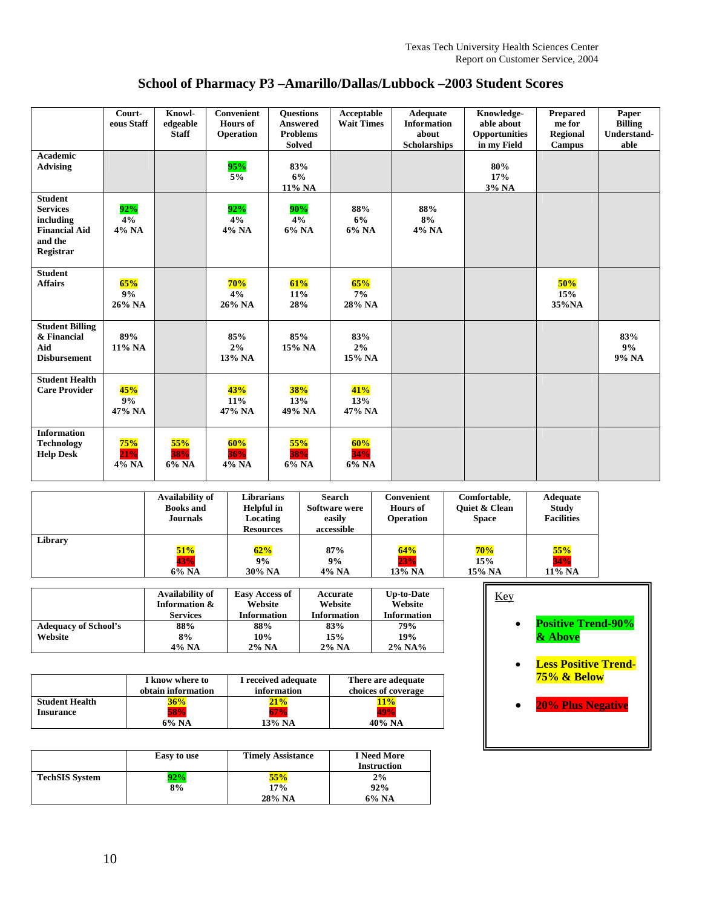## School of Pharmacy P3 –Amarillo/Dallas/Lubbock –2003 Student Scores

| | Courteous Staff | Knowledgeable Staff | Convenient Hours of Operation | Questions Answered Problems Solved | Acceptable Wait Times | Adequate Information about Scholarships | Knowledgeable about Opportunities in my Field | Prepared me for Regional Campus | Paper Billing Understandable |
|---|---|---|---|---|---|---|---|---|---|
| Academic Advising | | | 95%<br>5% | 83%<br>6%<br>11% NA | | | 80%<br>17%<br>3% NA | | |
| Student Services including Financial Aid and the Registrar | 92%<br>4%<br>4% NA | | 92%<br>4%<br>4% NA | 90%<br>4%<br>6% NA | 88%<br>6%<br>6% NA | 88%<br>8%<br>4% NA | | | |
| Student Affairs | 65%<br>9%<br>26% NA | | 70%<br>4%<br>26% NA | 61%<br>11%<br>28% | 65%<br>7%<br>28% NA | | | 50%<br>15%<br>35%NA | |
| Student Billing & Financial Aid Disbursement | 89%<br>11% NA | | 85%<br>2%<br>13% NA | 85%<br>15% NA | 83%<br>2%<br>15% NA | | | | 83%<br>9%<br>9% NA |
| Student Health Care Provider | 45%<br>9%<br>47% NA | | 43%<br>11%<br>47% NA | 38%<br>13%<br>49% NA | 41%<br>13%<br>47% NA | | | | |
| Information Technology Help Desk | 75%<br>21%<br>4% NA | 55%<br>38%<br>6% NA | 60%<br>36%<br>4% NA | 55%<br>38%<br>6% NA | 60%<br>34%<br>6% NA | | | | |

| | Availability of Books and Journals | Librarians Helpful in Locating Resources | Search Software were easily accessible | Convenient Hours of Operation | Comfortable, Quiet & Clean Space | Adequate Study Facilities |
|---|---|---|---|---|---|---|
| Library | 51%<br>43%<br>6% NA | 62%<br>9%<br>30% NA | 87%<br>9%<br>4% NA | 64%<br>23%<br>13% NA | 70%<br>15%<br>15% NA | 55%<br>34%<br>11% NA |

| | Availability of Information & Services | Easy Access of Website Information | Accurate Website Information | Up-to-Date Website Information |
|---|---|---|---|---|
| Adequacy of School's Website | 88%<br>8%<br>4% NA | 88%<br>10%<br>2% NA | 83%<br>15%<br>2% NA | 79%<br>19%<br>2% NA% |

| | I know where to obtain information | I received adequate information | There are adequate choices of coverage |
|---|---|---|---|
| Student Health Insurance | 36%<br>58%<br>6% NA | 21%<br>67%<br>13% NA | 11%<br>49%<br>40% NA |

| | Easy to use | Timely Assistance | I Need More Instruction |
|---|---|---|---|
| TechSIS System | 92%<br>8% | 55%<br>17%<br>28% NA | 2%<br>92%<br>6% NA |

Key

- Positive Trend-90% & Above
- Less Positive Trend-75% & Below
- 20% Plus Negative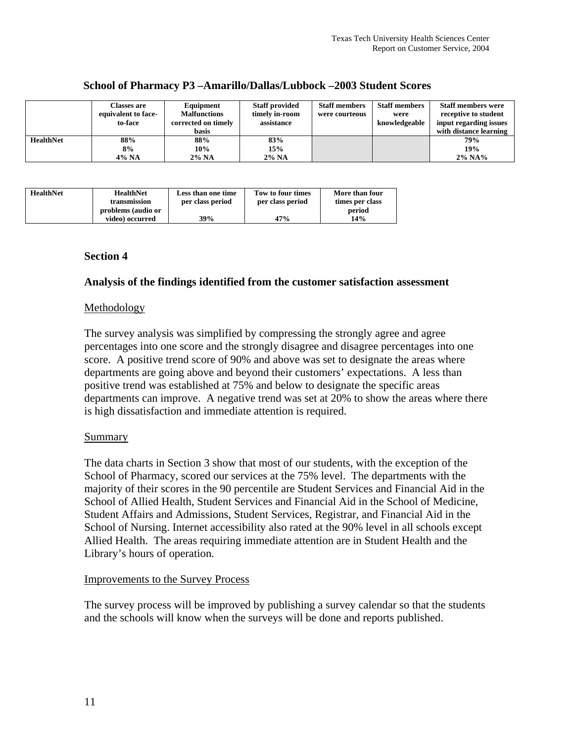### School of Pharmacy P3 –Amarillo/Dallas/Lubbock –2003 Student Scores

| | Classes are equivalent to face-to-face | Equipment Malfunctions corrected on timely basis | Staff provided timely in-room assistance | Staff members were courteous | Staff members were knowledgeable | Staff members were receptive to student input regarding issues with distance learning |
|---|---|---|---|---|---|---|
| HealthNet | 88%<br>8%<br>4% NA | 88%<br>10%<br>2% NA | 83%<br>15%<br>2% NA | | | 79%<br>19%<br>2% NA% |

| HealthNet | HealthNet transmission problems (audio or video) occurred | Less than one time per class period | Tow to four times per class period | More than four times per class period |
|---|---|---|---|---|
| | | 39% | 47% | 14% |

## Section 4

## Analysis of the findings identified from the customer satisfaction assessment

### Methodology

The survey analysis was simplified by compressing the strongly agree and agree percentages into one score and the strongly disagree and disagree percentages into one score. A positive trend score of 90% and above was set to designate the areas where departments are going above and beyond their customers' expectations. A less than positive trend was established at 75% and below to designate the specific areas departments can improve. A negative trend was set at 20% to show the areas where there is high dissatisfaction and immediate attention is required.

### Summary

The data charts in Section 3 show that most of our students, with the exception of the School of Pharmacy, scored our services at the 75% level. The departments with the majority of their scores in the 90 percentile are Student Services and Financial Aid in the School of Allied Health, Student Services and Financial Aid in the School of Medicine, Student Affairs and Admissions, Student Services, Registrar, and Financial Aid in the School of Nursing. Internet accessibility also rated at the 90% level in all schools except Allied Health. The areas requiring immediate attention are in Student Health and the Library's hours of operation.

### Improvements to the Survey Process

The survey process will be improved by publishing a survey calendar so that the students and the schools will know when the surveys will be done and reports published.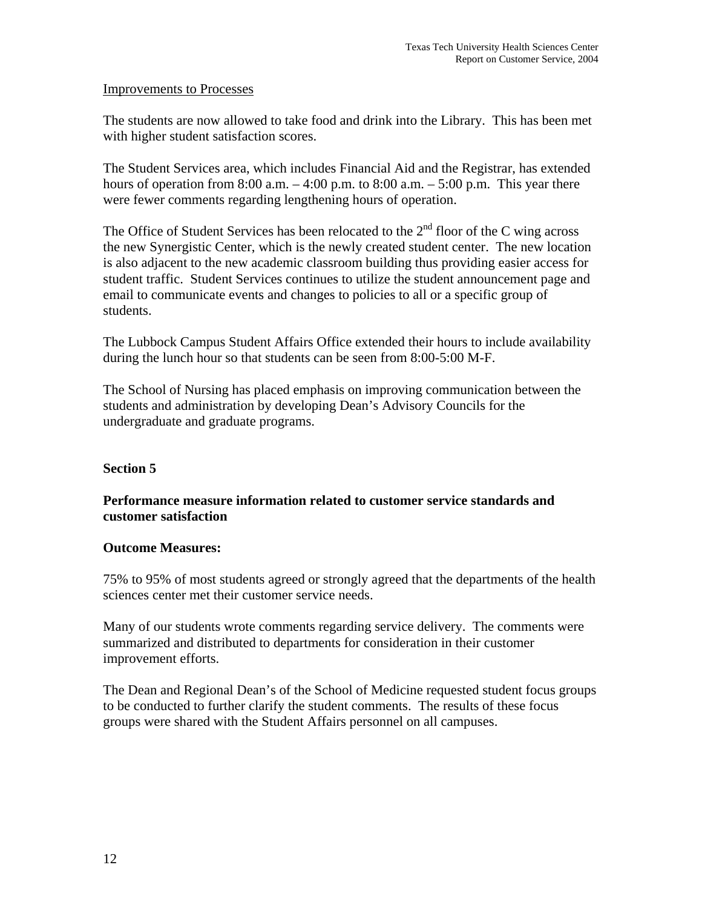Improvements to Processes

The students are now allowed to take food and drink into the Library. This has been met with higher student satisfaction scores.

The Student Services area, which includes Financial Aid and the Registrar, has extended hours of operation from 8:00 a.m. – 4:00 p.m. to 8:00 a.m. – 5:00 p.m. This year there were fewer comments regarding lengthening hours of operation.

The Office of Student Services has been relocated to the 2nd floor of the C wing across the new Synergistic Center, which is the newly created student center. The new location is also adjacent to the new academic classroom building thus providing easier access for student traffic. Student Services continues to utilize the student announcement page and email to communicate events and changes to policies to all or a specific group of students.

The Lubbock Campus Student Affairs Office extended their hours to include availability during the lunch hour so that students can be seen from 8:00-5:00 M-F.

The School of Nursing has placed emphasis on improving communication between the students and administration by developing Dean's Advisory Councils for the undergraduate and graduate programs.

## Section 5

### Performance measure information related to customer service standards and customer satisfaction

**Outcome Measures:**

75% to 95% of most students agreed or strongly agreed that the departments of the health sciences center met their customer service needs.

Many of our students wrote comments regarding service delivery. The comments were summarized and distributed to departments for consideration in their customer improvement efforts.

The Dean and Regional Dean's of the School of Medicine requested student focus groups to be conducted to further clarify the student comments. The results of these focus groups were shared with the Student Affairs personnel on all campuses.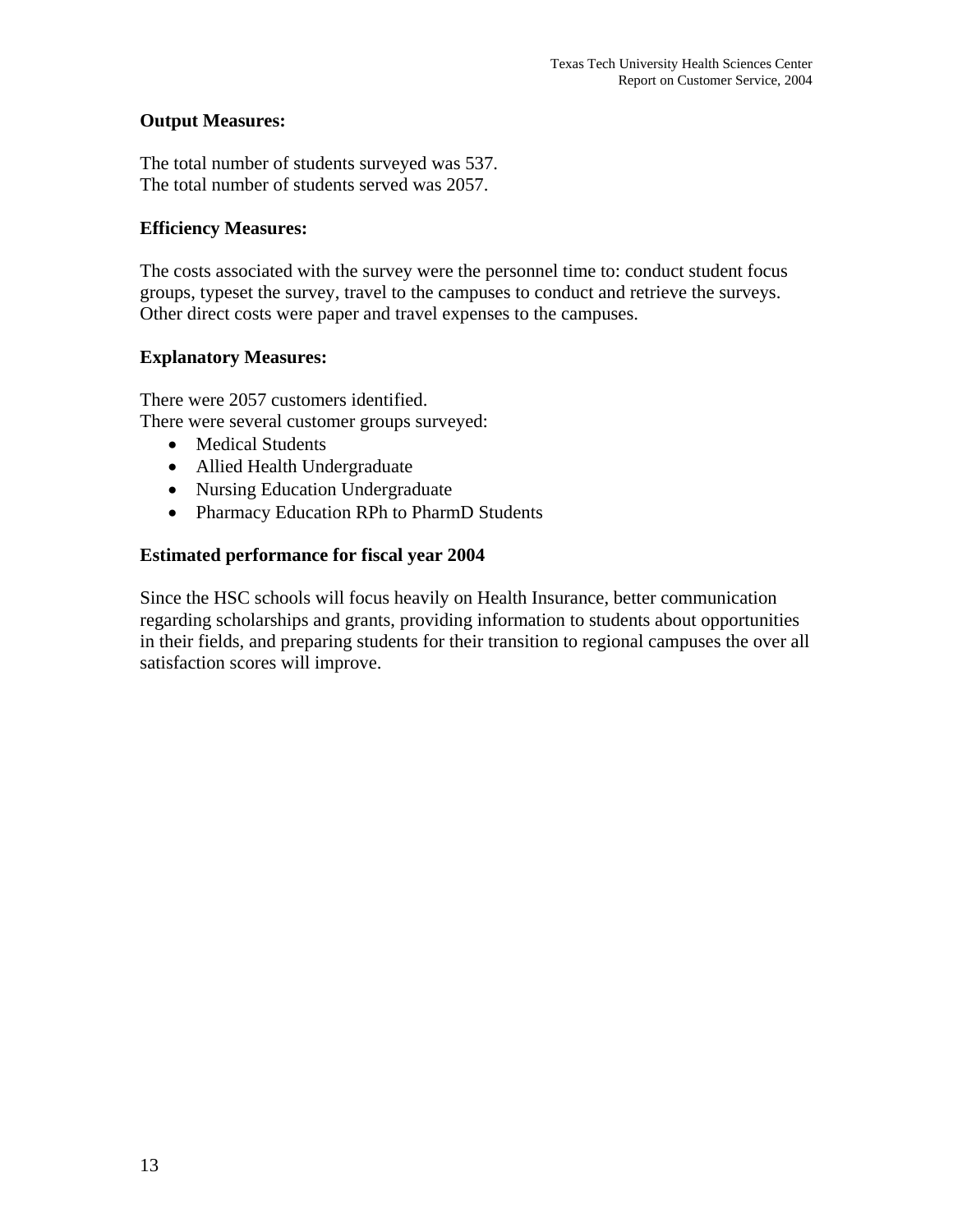**Output Measures:**

The total number of students surveyed was 537.
The total number of students served was 2057.

**Efficiency Measures:**

The costs associated with the survey were the personnel time to: conduct student focus groups, typeset the survey, travel to the campuses to conduct and retrieve the surveys. Other direct costs were paper and travel expenses to the campuses.

**Explanatory Measures:**

There were 2057 customers identified.
There were several customer groups surveyed:

- Medical Students
- Allied Health Undergraduate
- Nursing Education Undergraduate
- Pharmacy Education RPh to PharmD Students

**Estimated performance for fiscal year 2004**

Since the HSC schools will focus heavily on Health Insurance, better communication regarding scholarships and grants, providing information to students about opportunities in their fields, and preparing students for their transition to regional campuses the over all satisfaction scores will improve.